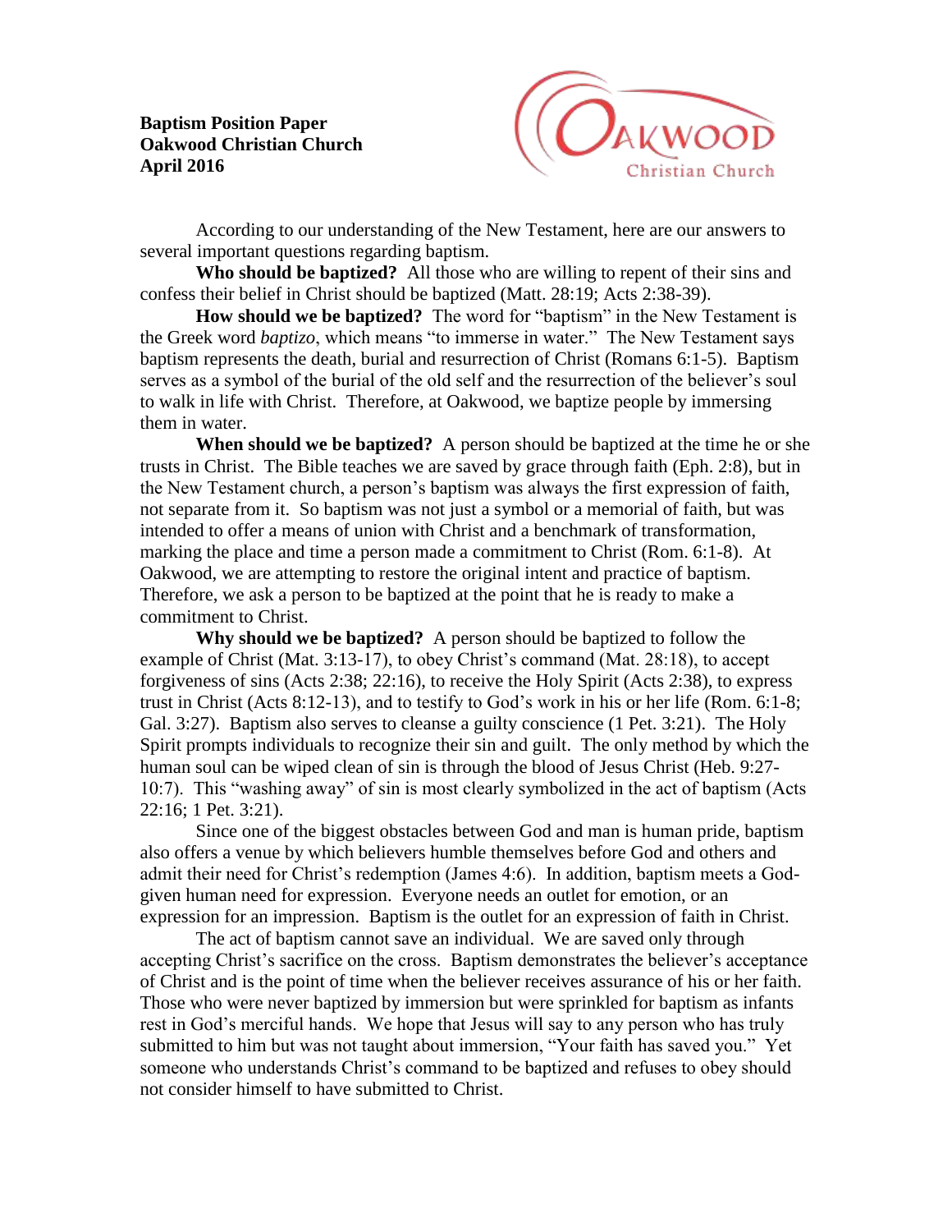**Baptism Position Paper**
**Oakwood Christian Church**
**April 2016**

According to our understanding of the New Testament, here are our answers to several important questions regarding baptism.

**Who should be baptized?** All those who are willing to repent of their sins and confess their belief in Christ should be baptized (Matt. 28:19; Acts 2:38-39).

**How should we be baptized?** The word for "baptism" in the New Testament is the Greek word *baptizo*, which means "to immerse in water." The New Testament says baptism represents the death, burial and resurrection of Christ (Romans 6:1-5). Baptism serves as a symbol of the burial of the old self and the resurrection of the believer's soul to walk in life with Christ. Therefore, at Oakwood, we baptize people by immersing them in water.

**When should we be baptized?** A person should be baptized at the time he or she trusts in Christ. The Bible teaches we are saved by grace through faith (Eph. 2:8), but in the New Testament church, a person's baptism was always the first expression of faith, not separate from it. So baptism was not just a symbol or a memorial of faith, but was intended to offer a means of union with Christ and a benchmark of transformation, marking the place and time a person made a commitment to Christ (Rom. 6:1-8). At Oakwood, we are attempting to restore the original intent and practice of baptism. Therefore, we ask a person to be baptized at the point that he is ready to make a commitment to Christ.

**Why should we be baptized?** A person should be baptized to follow the example of Christ (Mat. 3:13-17), to obey Christ's command (Mat. 28:18), to accept forgiveness of sins (Acts 2:38; 22:16), to receive the Holy Spirit (Acts 2:38), to express trust in Christ (Acts 8:12-13), and to testify to God's work in his or her life (Rom. 6:1-8; Gal. 3:27). Baptism also serves to cleanse a guilty conscience (1 Pet. 3:21). The Holy Spirit prompts individuals to recognize their sin and guilt. The only method by which the human soul can be wiped clean of sin is through the blood of Jesus Christ (Heb. 9:27-10:7). This "washing away" of sin is most clearly symbolized in the act of baptism (Acts 22:16; 1 Pet. 3:21).

Since one of the biggest obstacles between God and man is human pride, baptism also offers a venue by which believers humble themselves before God and others and admit their need for Christ's redemption (James 4:6). In addition, baptism meets a God-given human need for expression. Everyone needs an outlet for emotion, or an expression for an impression. Baptism is the outlet for an expression of faith in Christ.

The act of baptism cannot save an individual. We are saved only through accepting Christ's sacrifice on the cross. Baptism demonstrates the believer's acceptance of Christ and is the point of time when the believer receives assurance of his or her faith. Those who were never baptized by immersion but were sprinkled for baptism as infants rest in God's merciful hands. We hope that Jesus will say to any person who has truly submitted to him but was not taught about immersion, "Your faith has saved you." Yet someone who understands Christ's command to be baptized and refuses to obey should not consider himself to have submitted to Christ.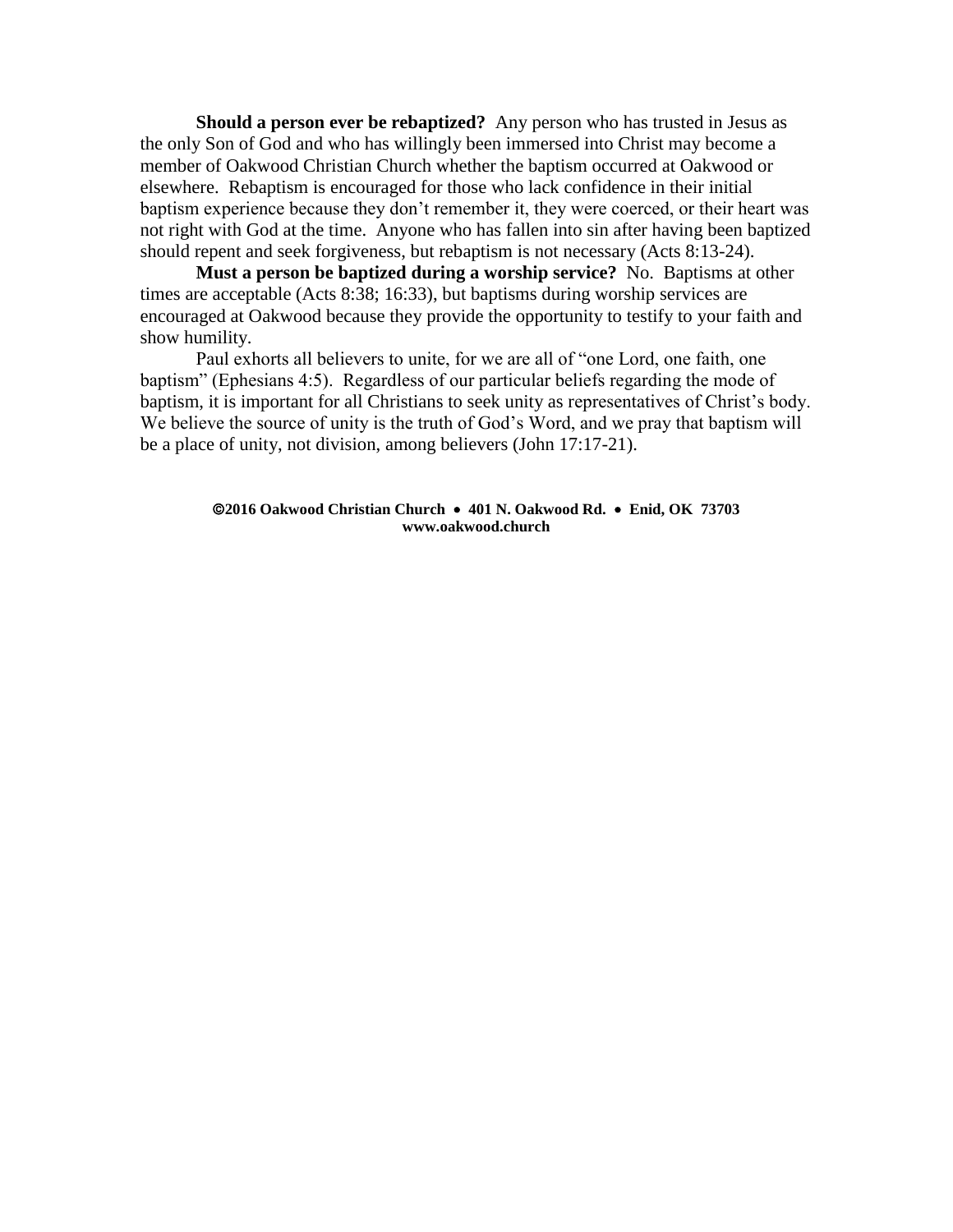**Should a person ever be rebaptized?** Any person who has trusted in Jesus as the only Son of God and who has willingly been immersed into Christ may become a member of Oakwood Christian Church whether the baptism occurred at Oakwood or elsewhere. Rebaptism is encouraged for those who lack confidence in their initial baptism experience because they don't remember it, they were coerced, or their heart was not right with God at the time. Anyone who has fallen into sin after having been baptized should repent and seek forgiveness, but rebaptism is not necessary (Acts 8:13-24).

**Must a person be baptized during a worship service?** No. Baptisms at other times are acceptable (Acts 8:38; 16:33), but baptisms during worship services are encouraged at Oakwood because they provide the opportunity to testify to your faith and show humility.

Paul exhorts all believers to unite, for we are all of "one Lord, one faith, one baptism" (Ephesians 4:5). Regardless of our particular beliefs regarding the mode of baptism, it is important for all Christians to seek unity as representatives of Christ's body. We believe the source of unity is the truth of God's Word, and we pray that baptism will be a place of unity, not division, among believers (John 17:17-21).

**©2016 Oakwood Christian Church • 401 N. Oakwood Rd. • Enid, OK 73703**
**www.oakwood.church**